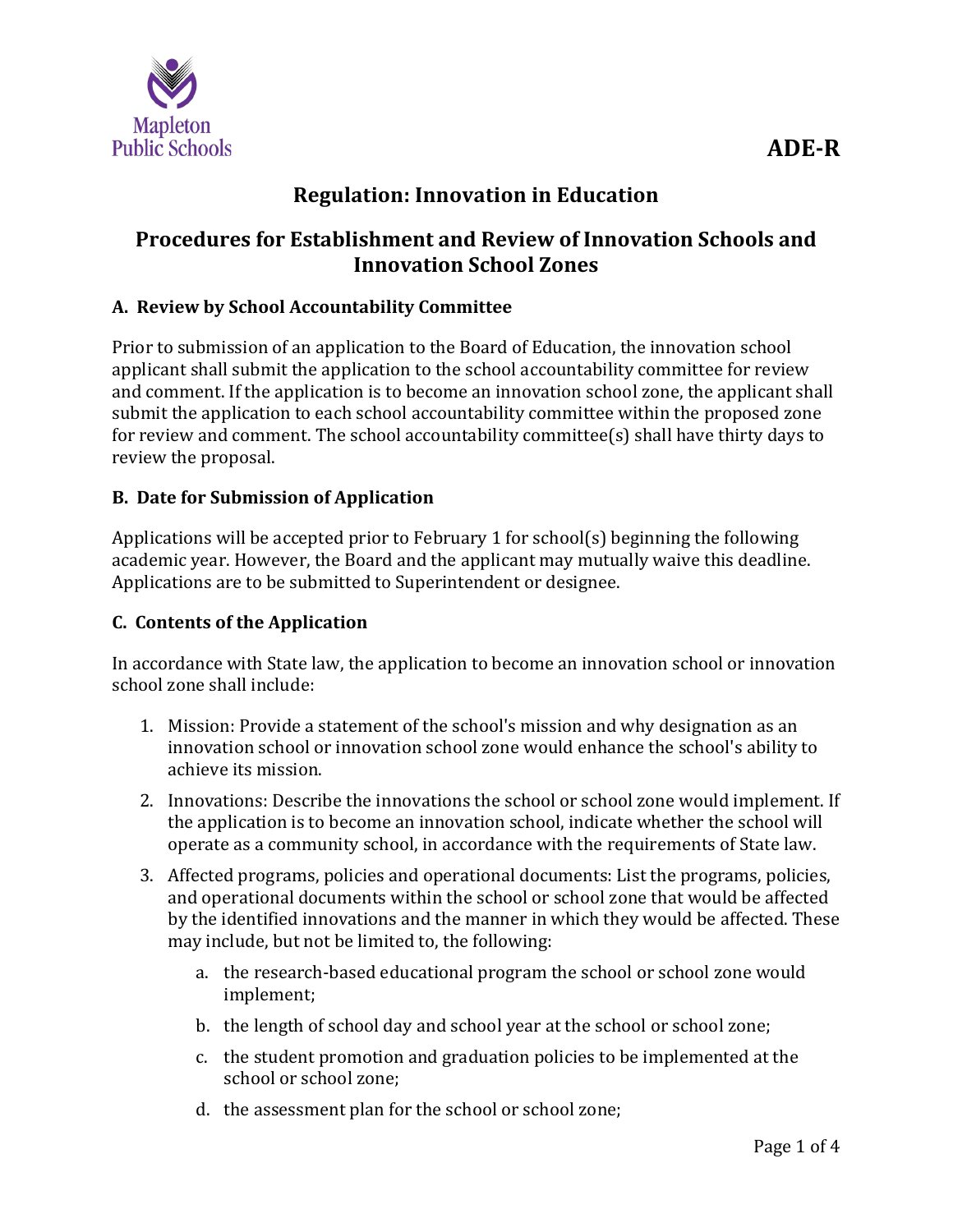ADE-R

# Regulation: Innovation in Education

## Procedures for Establishment and Review of Innovation Schools and Innovation School Zones

### A. Review by School Accountability Committee

Prior to submission of an application to the Board of Education, the innovation school applicant shall submit the application to the school accountability committee for review and comment. If the application is to become an innovation school zone, the applicant shall submit the application to each school accountability committee within the proposed zone for review and comment. The school accountability committee(s) shall have thirty days to review the proposal.

### B. Date for Submission of Application

Applications will be accepted prior to February 1 for school(s) beginning the following academic year. However, the Board and the applicant may mutually waive this deadline. Applications are to be submitted to Superintendent or designee.

### C. Contents of the Application

In accordance with State law, the application to become an innovation school or innovation school zone shall include:

1. Mission: Provide a statement of the school's mission and why designation as an innovation school or innovation school zone would enhance the school's ability to achieve its mission.
2. Innovations: Describe the innovations the school or school zone would implement. If the application is to become an innovation school, indicate whether the school will operate as a community school, in accordance with the requirements of State law.
3. Affected programs, policies and operational documents: List the programs, policies, and operational documents within the school or school zone that would be affected by the identified innovations and the manner in which they would be affected. These may include, but not be limited to, the following:
    a. the research-based educational program the school or school zone would implement;
    b. the length of school day and school year at the school or school zone;
    c. the student promotion and graduation policies to be implemented at the school or school zone;
    d. the assessment plan for the school or school zone;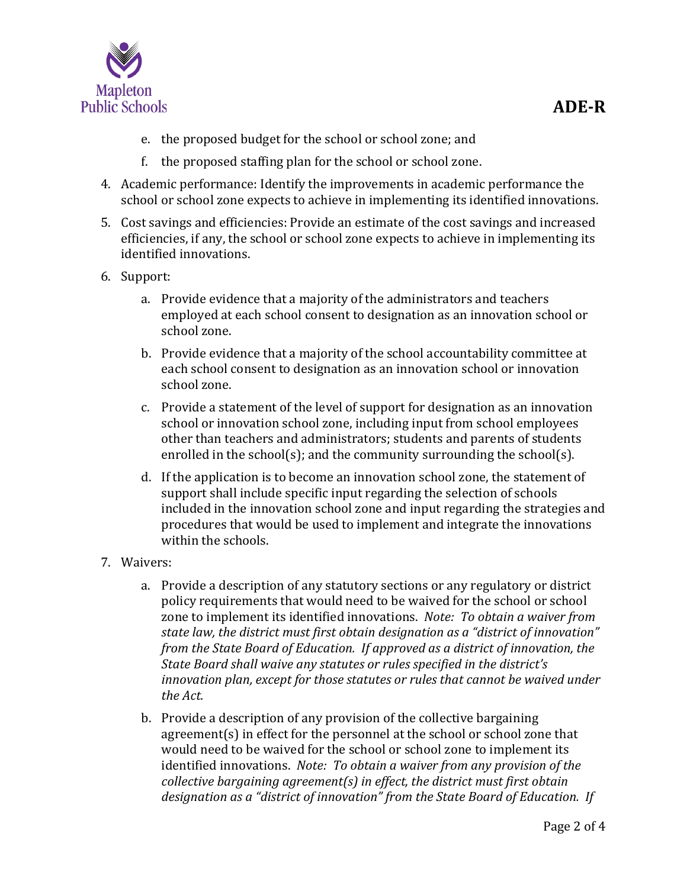e. the proposed budget for the school or school zone; and
   f. the proposed staffing plan for the school or school zone.

4. Academic performance: Identify the improvements in academic performance the school or school zone expects to achieve in implementing its identified innovations.

5. Cost savings and efficiencies: Provide an estimate of the cost savings and increased efficiencies, if any, the school or school zone expects to achieve in implementing its identified innovations.

6. Support:
   a. Provide evidence that a majority of the administrators and teachers employed at each school consent to designation as an innovation school or school zone.
   b. Provide evidence that a majority of the school accountability committee at each school consent to designation as an innovation school or innovation school zone.
   c. Provide a statement of the level of support for designation as an innovation school or innovation school zone, including input from school employees other than teachers and administrators; students and parents of students enrolled in the school(s); and the community surrounding the school(s).
   d. If the application is to become an innovation school zone, the statement of support shall include specific input regarding the selection of schools included in the innovation school zone and input regarding the strategies and procedures that would be used to implement and integrate the innovations within the schools.

7. Waivers:
   a. Provide a description of any statutory sections or any regulatory or district policy requirements that would need to be waived for the school or school zone to implement its identified innovations. *Note: To obtain a waiver from state law, the district must first obtain designation as a "district of innovation" from the State Board of Education. If approved as a district of innovation, the State Board shall waive any statutes or rules specified in the district's innovation plan, except for those statutes or rules that cannot be waived under the Act.*
   b. Provide a description of any provision of the collective bargaining agreement(s) in effect for the personnel at the school or school zone that would need to be waived for the school or school zone to implement its identified innovations. *Note: To obtain a waiver from any provision of the collective bargaining agreement(s) in effect, the district must first obtain designation as a "district of innovation" from the State Board of Education. If*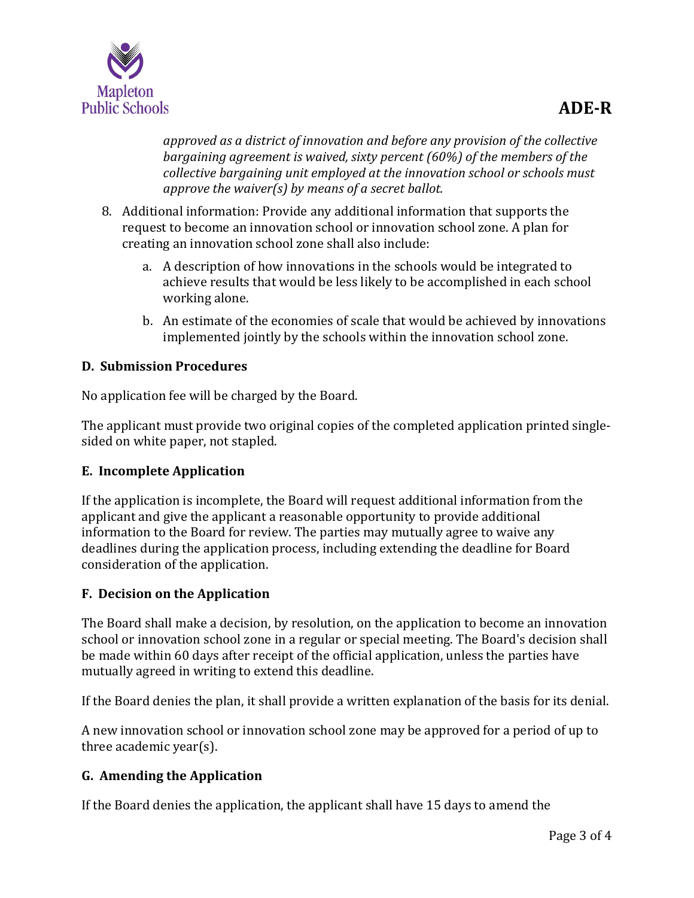*approved as a district of innovation and before any provision of the collective bargaining agreement is waived, sixty percent (60%) of the members of the collective bargaining unit employed at the innovation school or schools must approve the waiver(s) by means of a secret ballot.*

8. Additional information: Provide any additional information that supports the request to become an innovation school or innovation school zone. A plan for creating an innovation school zone shall also include:

    a. A description of how innovations in the schools would be integrated to achieve results that would be less likely to be accomplished in each school working alone.

    b. An estimate of the economies of scale that would be achieved by innovations implemented jointly by the schools within the innovation school zone.

### D. Submission Procedures

No application fee will be charged by the Board.

The applicant must provide two original copies of the completed application printed single-sided on white paper, not stapled.

### E. Incomplete Application

If the application is incomplete, the Board will request additional information from the applicant and give the applicant a reasonable opportunity to provide additional information to the Board for review. The parties may mutually agree to waive any deadlines during the application process, including extending the deadline for Board consideration of the application.

### F. Decision on the Application

The Board shall make a decision, by resolution, on the application to become an innovation school or innovation school zone in a regular or special meeting. The Board's decision shall be made within 60 days after receipt of the official application, unless the parties have mutually agreed in writing to extend this deadline.

If the Board denies the plan, it shall provide a written explanation of the basis for its denial.

A new innovation school or innovation school zone may be approved for a period of up to three academic year(s).

### G. Amending the Application

If the Board denies the application, the applicant shall have 15 days to amend the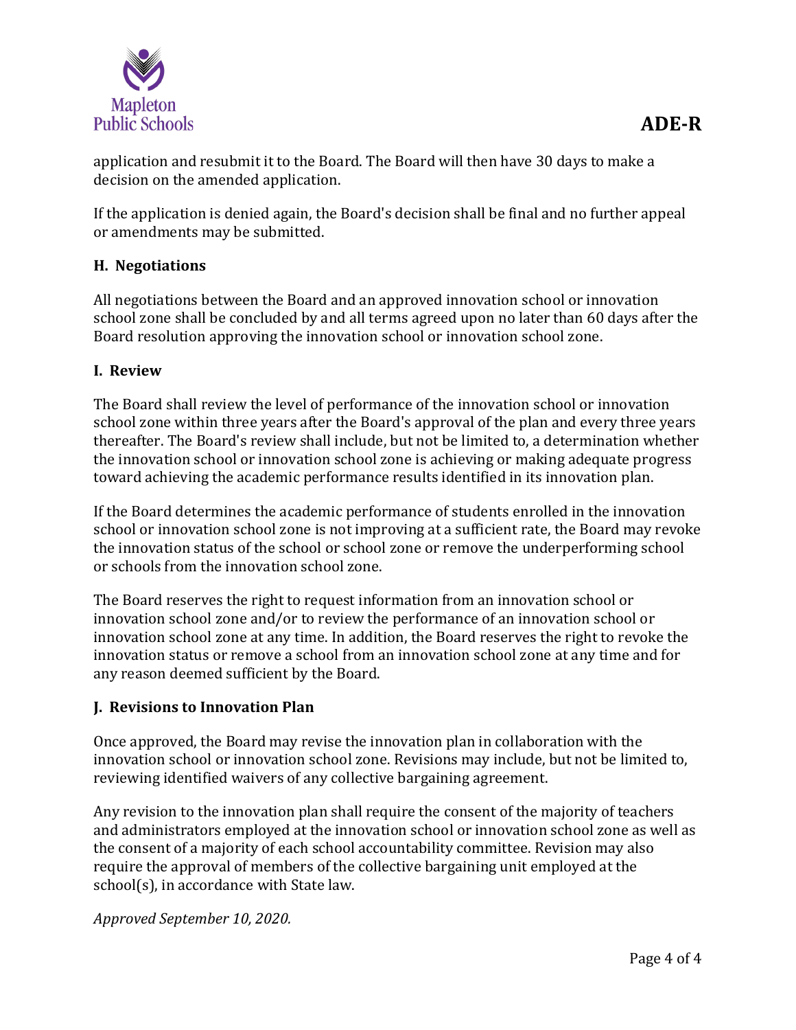application and resubmit it to the Board. The Board will then have 30 days to make a decision on the amended application.

If the application is denied again, the Board's decision shall be final and no further appeal or amendments may be submitted.

### H. Negotiations

All negotiations between the Board and an approved innovation school or innovation school zone shall be concluded by and all terms agreed upon no later than 60 days after the Board resolution approving the innovation school or innovation school zone.

### I. Review

The Board shall review the level of performance of the innovation school or innovation school zone within three years after the Board's approval of the plan and every three years thereafter. The Board's review shall include, but not be limited to, a determination whether the innovation school or innovation school zone is achieving or making adequate progress toward achieving the academic performance results identified in its innovation plan.

If the Board determines the academic performance of students enrolled in the innovation school or innovation school zone is not improving at a sufficient rate, the Board may revoke the innovation status of the school or school zone or remove the underperforming school or schools from the innovation school zone.

The Board reserves the right to request information from an innovation school or innovation school zone and/or to review the performance of an innovation school or innovation school zone at any time. In addition, the Board reserves the right to revoke the innovation status or remove a school from an innovation school zone at any time and for any reason deemed sufficient by the Board.

### J. Revisions to Innovation Plan

Once approved, the Board may revise the innovation plan in collaboration with the innovation school or innovation school zone. Revisions may include, but not be limited to, reviewing identified waivers of any collective bargaining agreement.

Any revision to the innovation plan shall require the consent of the majority of teachers and administrators employed at the innovation school or innovation school zone as well as the consent of a majority of each school accountability committee. Revision may also require the approval of members of the collective bargaining unit employed at the school(s), in accordance with State law.

*Approved September 10, 2020.*